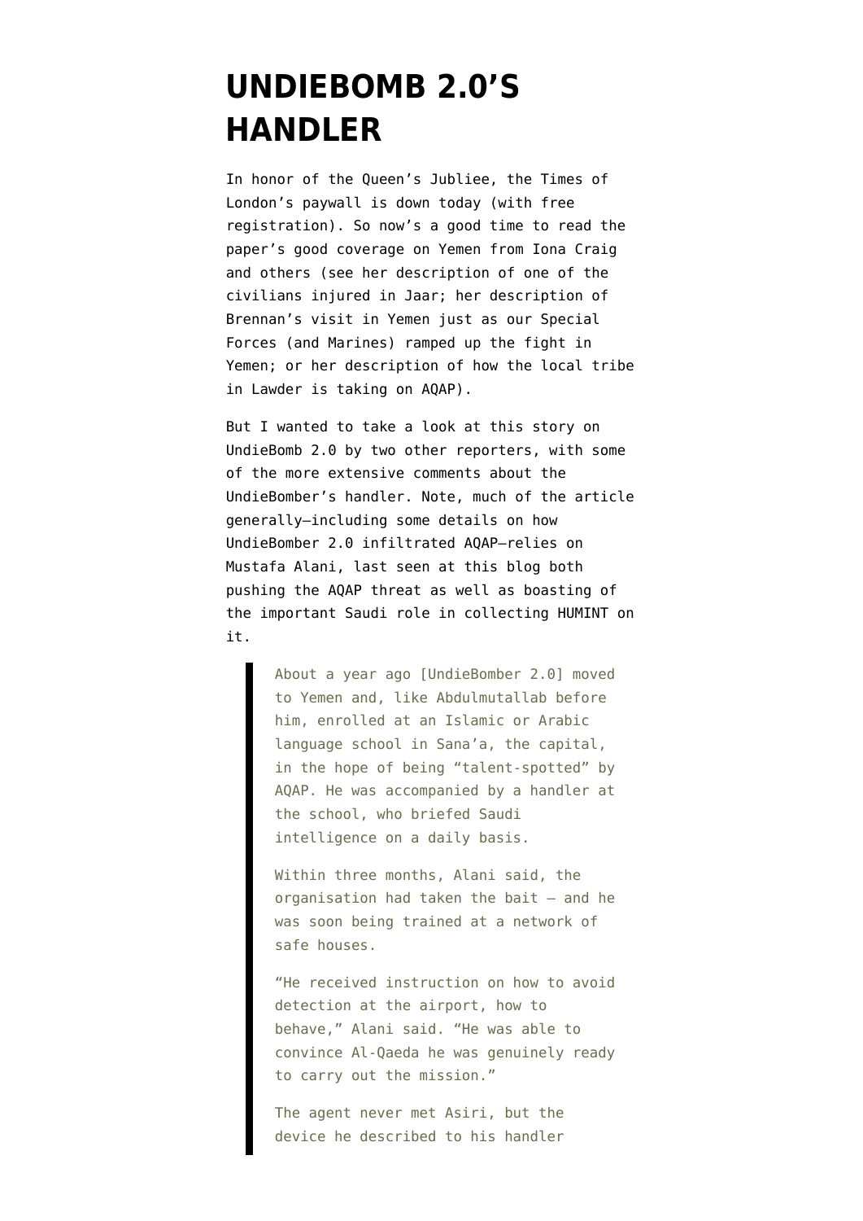# UNDIEBOMB 2.0'S HANDLER

In honor of the Queen's Jubliee, the Times of London's paywall is down today (with free registration). So now's a good time to read the paper's good coverage on Yemen from Iona Craig and others (see her description of one of the civilians injured in Jaar; her description of Brennan's visit in Yemen just as our Special Forces (and Marines) ramped up the fight in Yemen; or her description of how the local tribe in Lawder is taking on AQAP).

But I wanted to take a look at this story on UndieBomb 2.0 by two other reporters, with some of the more extensive comments about the UndieBomber's handler. Note, much of the article generally–including some details on how UndieBomber 2.0 infiltrated AQAP–relies on Mustafa Alani, last seen at this blog both pushing the AQAP threat as well as boasting of the important Saudi role in collecting HUMINT on it.

> About a year ago [UndieBomber 2.0] moved to Yemen and, like Abdulmutallab before him, enrolled at an Islamic or Arabic language school in Sana'a, the capital, in the hope of being "talent-spotted" by AQAP. He was accompanied by a handler at the school, who briefed Saudi intelligence on a daily basis.
>
> Within three months, Alani said, the organisation had taken the bait — and he was soon being trained at a network of safe houses.
>
> "He received instruction on how to avoid detection at the airport, how to behave," Alani said. "He was able to convince Al-Qaeda he was genuinely ready to carry out the mission."
>
> The agent never met Asiri, but the device he described to his handler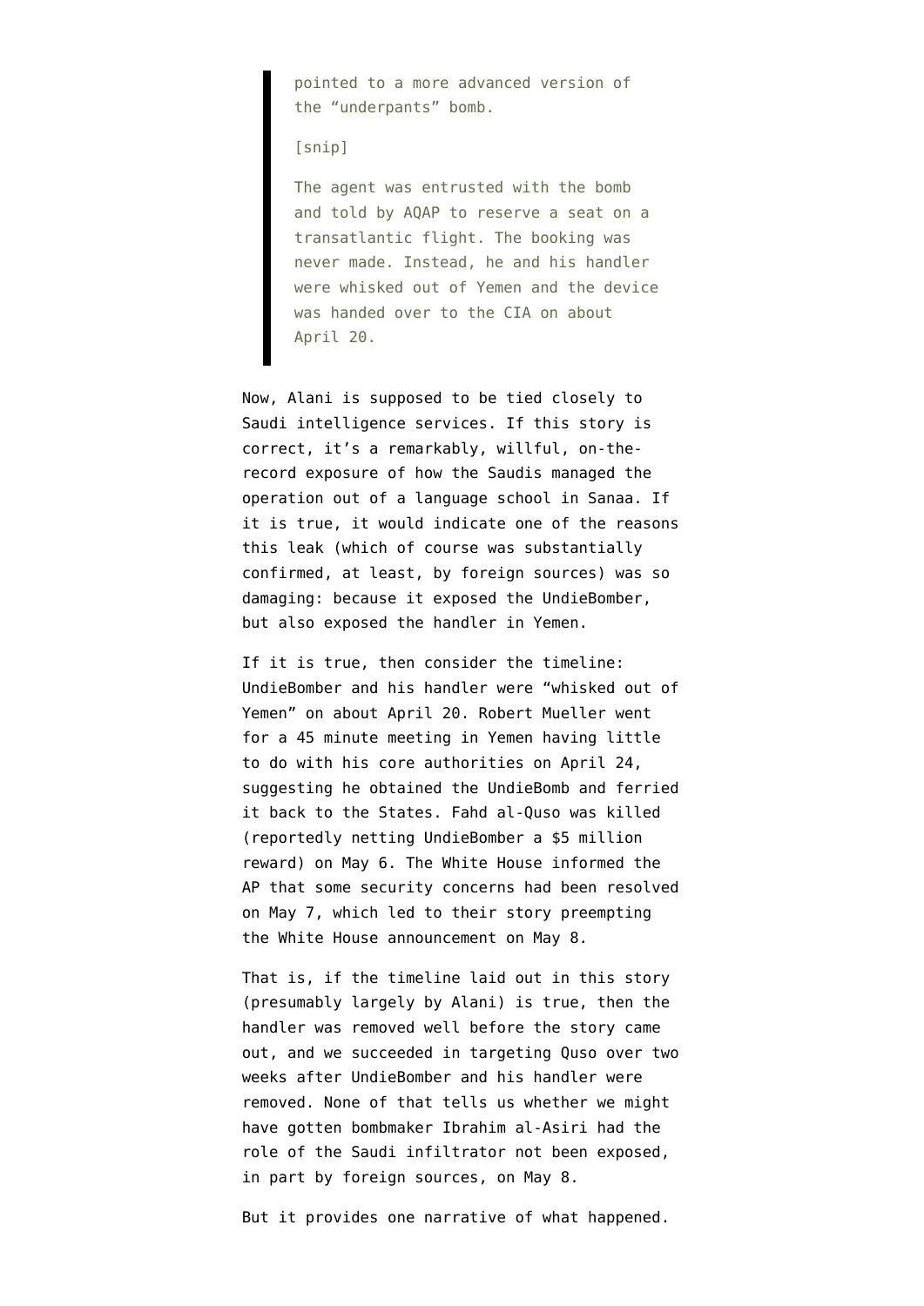> pointed to a more advanced version of the "underpants" bomb.
>
> [snip]
>
> The agent was entrusted with the bomb and told by AQAP to reserve a seat on a transatlantic flight. The booking was never made. Instead, he and his handler were whisked out of Yemen and the device was handed over to the CIA on about April 20.

Now, Alani is supposed to be tied closely to Saudi intelligence services. If this story is correct, it's a remarkably, willful, on-the-record exposure of how the Saudis managed the operation out of a language school in Sanaa. If it is true, it would indicate one of the reasons this leak (which of course was substantially confirmed, at least, by foreign sources) was so damaging: because it exposed the UndieBomber, but also exposed the handler in Yemen.

If it is true, then consider the timeline: UndieBomber and his handler were "whisked out of Yemen" on about April 20. Robert Mueller went for a 45 minute meeting in Yemen having little to do with his core authorities on April 24, suggesting he obtained the UndieBomb and ferried it back to the States. Fahd al-Quso was killed (reportedly netting UndieBomber a $5 million reward) on May 6. The White House informed the AP that some security concerns had been resolved on May 7, which led to their story preempting the White House announcement on May 8.

That is, if the timeline laid out in this story (presumably largely by Alani) is true, then the handler was removed well before the story came out, and we succeeded in targeting Quso over two weeks after UndieBomber and his handler were removed. None of that tells us whether we might have gotten bombmaker Ibrahim al-Asiri had the role of the Saudi infiltrator not been exposed, in part by foreign sources, on May 8.

But it provides one narrative of what happened.